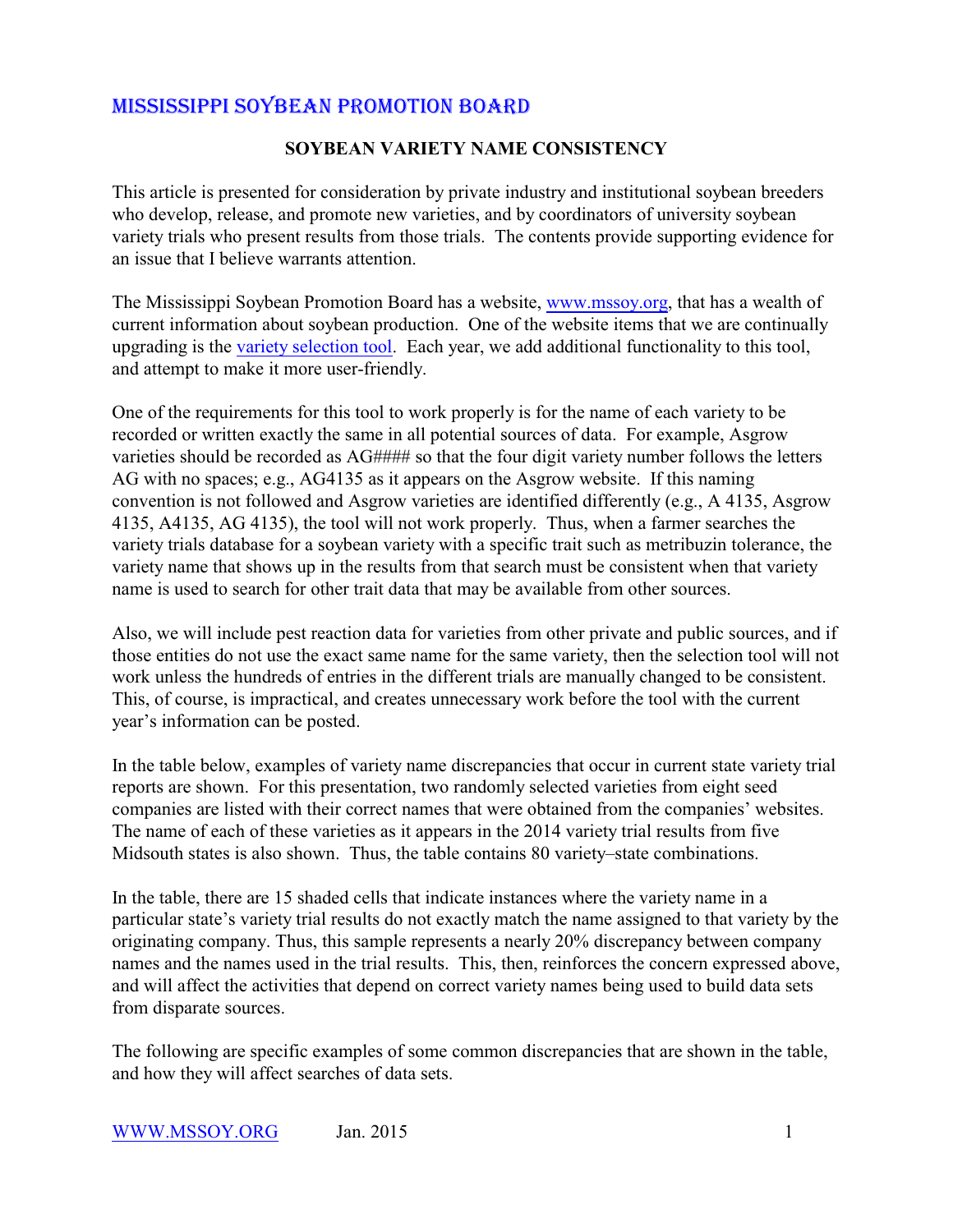# MISSISSIPPI SOYBEAN PROMOTION BOARD

## SOYBEAN VARIETY NAME CONSISTENCY

This article is presented for consideration by private industry and institutional soybean breeders who develop, release, and promote new varieties, and by coordinators of university soybean variety trials who present results from those trials. The contents provide supporting evidence for an issue that I believe warrants attention.

The Mississippi Soybean Promotion Board has a website, www.mssoy.org, that has a wealth of current information about soybean production. One of the website items that we are continually upgrading is the variety selection tool. Each year, we add additional functionality to this tool, and attempt to make it more user-friendly.

One of the requirements for this tool to work properly is for the name of each variety to be recorded or written exactly the same in all potential sources of data. For example, Asgrow varieties should be recorded as AG#### so that the four digit variety number follows the letters AG with no spaces; e.g., AG4135 as it appears on the Asgrow website. If this naming convention is not followed and Asgrow varieties are identified differently (e.g., A 4135, Asgrow 4135, A4135, AG 4135), the tool will not work properly. Thus, when a farmer searches the variety trials database for a soybean variety with a specific trait such as metribuzin tolerance, the variety name that shows up in the results from that search must be consistent when that variety name is used to search for other trait data that may be available from other sources.

Also, we will include pest reaction data for varieties from other private and public sources, and if those entities do not use the exact same name for the same variety, then the selection tool will not work unless the hundreds of entries in the different trials are manually changed to be consistent. This, of course, is impractical, and creates unnecessary work before the tool with the current year's information can be posted.

In the table below, examples of variety name discrepancies that occur in current state variety trial reports are shown. For this presentation, two randomly selected varieties from eight seed companies are listed with their correct names that were obtained from the companies' websites. The name of each of these varieties as it appears in the 2014 variety trial results from five Midsouth states is also shown. Thus, the table contains 80 variety–state combinations.

In the table, there are 15 shaded cells that indicate instances where the variety name in a particular state's variety trial results do not exactly match the name assigned to that variety by the originating company. Thus, this sample represents a nearly 20% discrepancy between company names and the names used in the trial results. This, then, reinforces the concern expressed above, and will affect the activities that depend on correct variety names being used to build data sets from disparate sources.

The following are specific examples of some common discrepancies that are shown in the table, and how they will affect searches of data sets.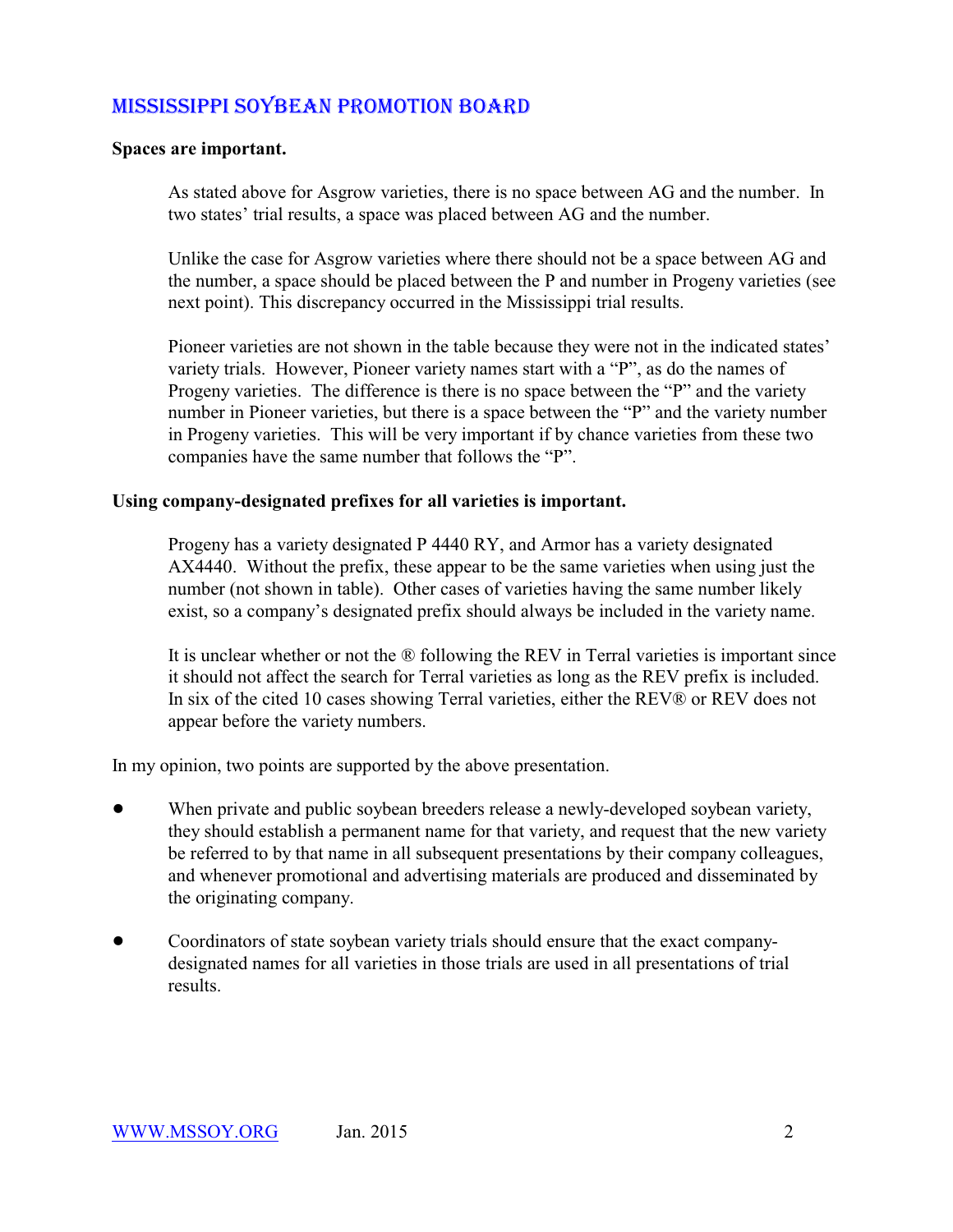**Spaces are important.**

As stated above for Asgrow varieties, there is no space between AG and the number. In two states' trial results, a space was placed between AG and the number.

Unlike the case for Asgrow varieties where there should not be a space between AG and the number, a space should be placed between the P and number in Progeny varieties (see next point). This discrepancy occurred in the Mississippi trial results.

Pioneer varieties are not shown in the table because they were not in the indicated states' variety trials. However, Pioneer variety names start with a "P", as do the names of Progeny varieties. The difference is there is no space between the "P" and the variety number in Pioneer varieties, but there is a space between the "P" and the variety number in Progeny varieties. This will be very important if by chance varieties from these two companies have the same number that follows the "P".

**Using company-designated prefixes for all varieties is important.**

Progeny has a variety designated P 4440 RY, and Armor has a variety designated AX4440. Without the prefix, these appear to be the same varieties when using just the number (not shown in table). Other cases of varieties having the same number likely exist, so a company's designated prefix should always be included in the variety name.

It is unclear whether or not the ® following the REV in Terral varieties is important since it should not affect the search for Terral varieties as long as the REV prefix is included. In six of the cited 10 cases showing Terral varieties, either the REV® or REV does not appear before the variety numbers.

In my opinion, two points are supported by the above presentation.

- When private and public soybean breeders release a newly-developed soybean variety, they should establish a permanent name for that variety, and request that the new variety be referred to by that name in all subsequent presentations by their company colleagues, and whenever promotional and advertising materials are produced and disseminated by the originating company.
- Coordinators of state soybean variety trials should ensure that the exact company-designated names for all varieties in those trials are used in all presentations of trial results.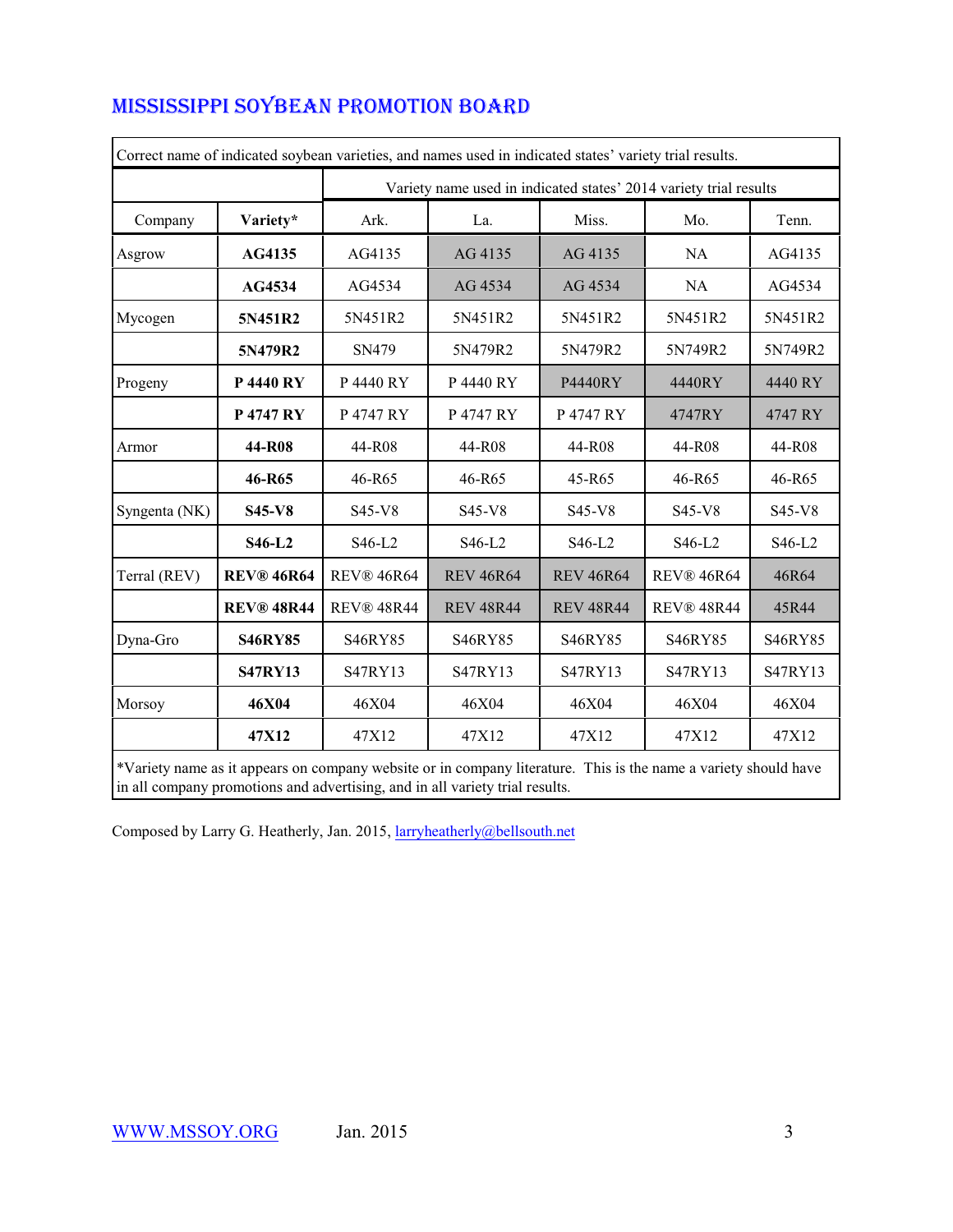## MISSISSIPPI SOYBEAN PROMOTION BOARD

Correct name of indicated soybean varieties, and names used in indicated states' variety trial results.

| | | Variety name used in indicated states' 2014 variety trial results | | | | |
|---|---|---|---|---|---|---|
| Company | **Variety*** | Ark. | La. | Miss. | Mo. | Tenn. |
| Asgrow | **AG4135** | AG4135 | AG 4135 | AG 4135 | NA | AG4135 |
| | **AG4534** | AG4534 | AG 4534 | AG 4534 | NA | AG4534 |
| Mycogen | **5N451R2** | 5N451R2 | 5N451R2 | 5N451R2 | 5N451R2 | 5N451R2 |
| | **5N479R2** | SN479 | 5N479R2 | 5N479R2 | 5N749R2 | 5N749R2 |
| Progeny | **P 4440 RY** | P 4440 RY | P 4440 RY | P4440RY | 4440RY | 4440 RY |
| | **P 4747 RY** | P 4747 RY | P 4747 RY | P 4747 RY | 4747RY | 4747 RY |
| Armor | **44-R08** | 44-R08 | 44-R08 | 44-R08 | 44-R08 | 44-R08 |
| | **46-R65** | 46-R65 | 46-R65 | 45-R65 | 46-R65 | 46-R65 |
| Syngenta (NK) | **S45-V8** | S45-V8 | S45-V8 | S45-V8 | S45-V8 | S45-V8 |
| | **S46-L2** | S46-L2 | S46-L2 | S46-L2 | S46-L2 | S46-L2 |
| Terral (REV) | **REV® 46R64** | REV® 46R64 | REV 46R64 | REV 46R64 | REV® 46R64 | 46R64 |
| | **REV® 48R44** | REV® 48R44 | REV 48R44 | REV 48R44 | REV® 48R44 | 45R44 |
| Dyna-Gro | **S46RY85** | S46RY85 | S46RY85 | S46RY85 | S46RY85 | S46RY85 |
| | **S47RY13** | S47RY13 | S47RY13 | S47RY13 | S47RY13 | S47RY13 |
| Morsoy | **46X04** | 46X04 | 46X04 | 46X04 | 46X04 | 46X04 |
| | **47X12** | 47X12 | 47X12 | 47X12 | 47X12 | 47X12 |

*Variety name as it appears on company website or in company literature. This is the name a variety should have in all company promotions and advertising, and in all variety trial results.

Composed by Larry G. Heatherly, Jan. 2015, larryheatherly@bellsouth.net